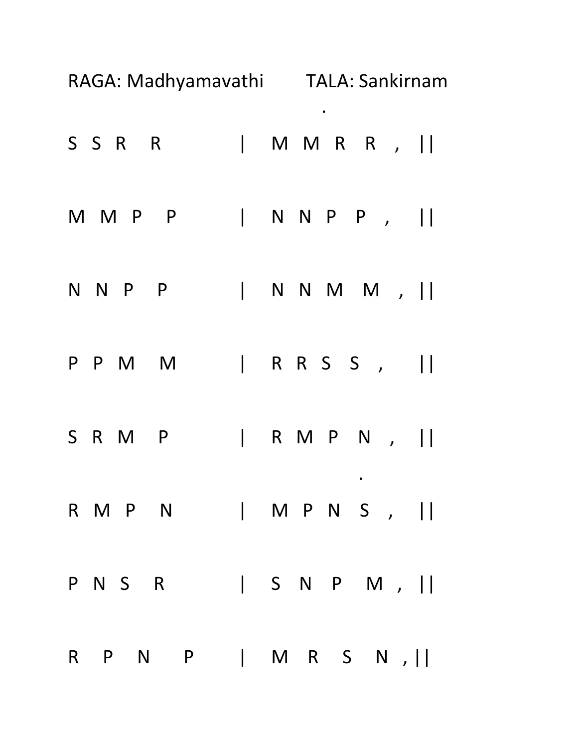RAGA: Madhyamavathi TALA: Sankirnam

```
S  S  R   R      |  M  M  R  R  ,  ||

M  M  P   P      |  N  N  P  P  ,  ||

N  N  P   P      |  N  N  M  M  ,  ||

P  P  M   M      |  R  R  S  S  ,  ||

S  R  M   P      |  R  M  P  N  ,  ||

R  M  P   N      |  M  P  N  S  ,  ||

P  N  S   R      |  S  N  P  M  ,  ||

R  P  N   P      |  M  R  S  N  ,  ||
```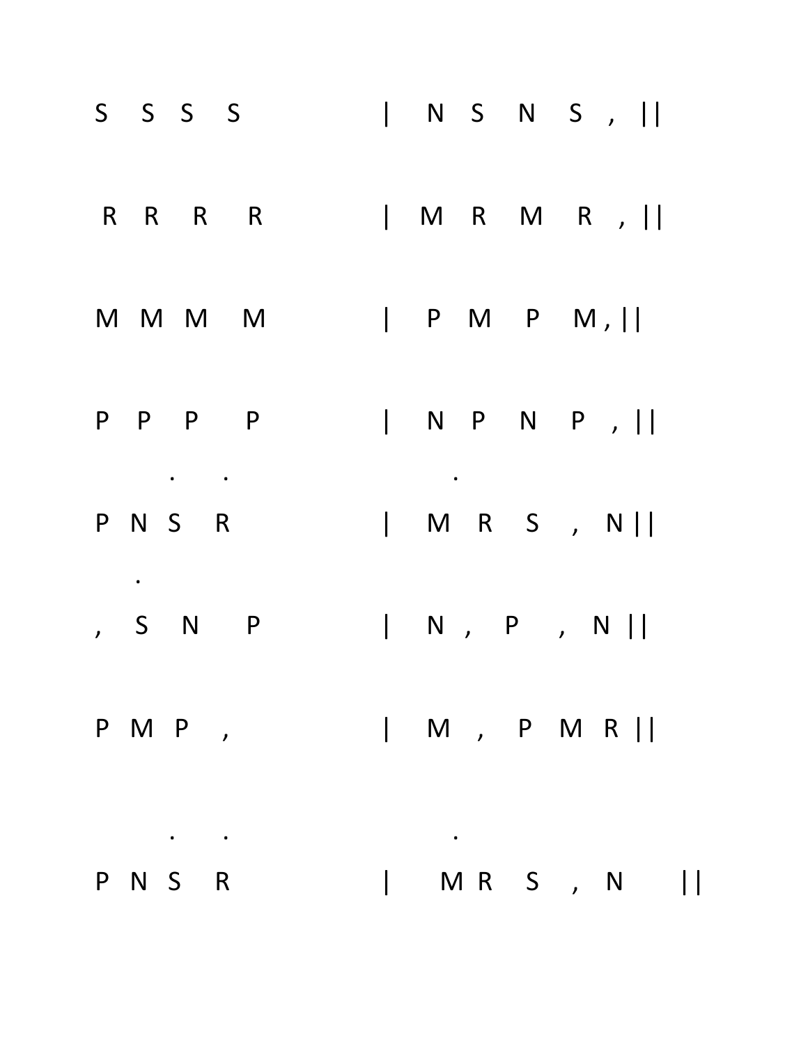```
S   S   S   S          |  N   S   N   S  ,  ||

R   R   R   R          |  M   R   M   R  ,  ||

M   M   M   M          |  P   M   P   M ,  ||

P   P   P   P          |  N   P   N   P  ,  ||

     .   .                  .
P   N   S   R          |  M   R   S  ,  N ||

    .
,   S   N   P          |  N  ,  P  ,  N ||

P   M   P   ,          |  M  ,  P   M   R ||

     .   .                  .
P   N   S   R          |  M R   S  ,  N   ||
```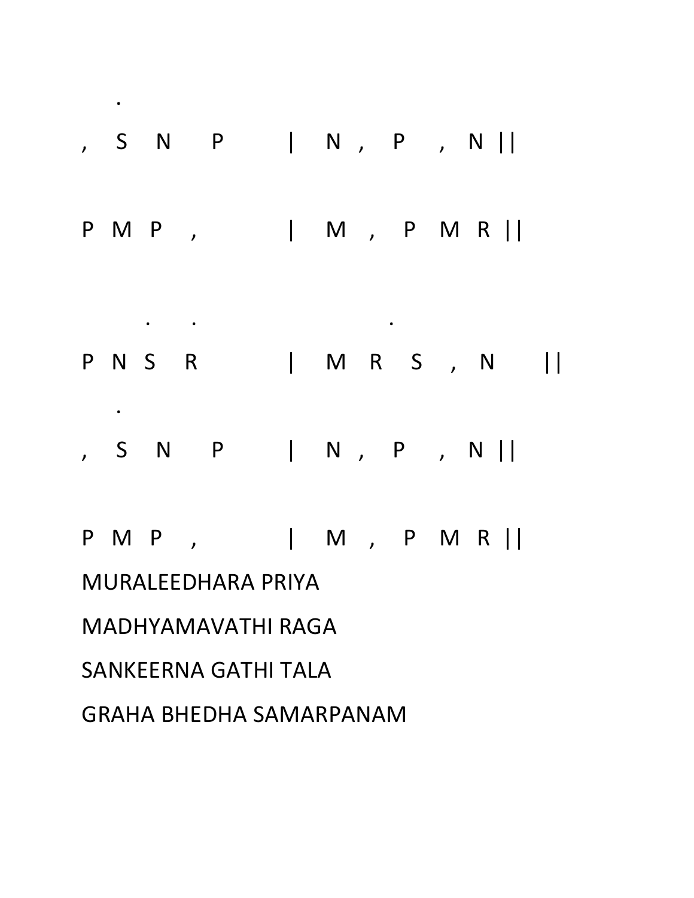```
     .
, S N P      | N , P , N ||

P M P ,      | M , P M R ||

    .  .              .
P N S R      | M R S , N ||
     .
, S N P      | N , P , N ||

P M P ,      | M , P M R ||
```

MURALEEDHARA PRIYA

MADHYAMAVATHI RAGA

SANKEERNA GATHI TALA

GRAHA BHEDHA SAMARPANAM